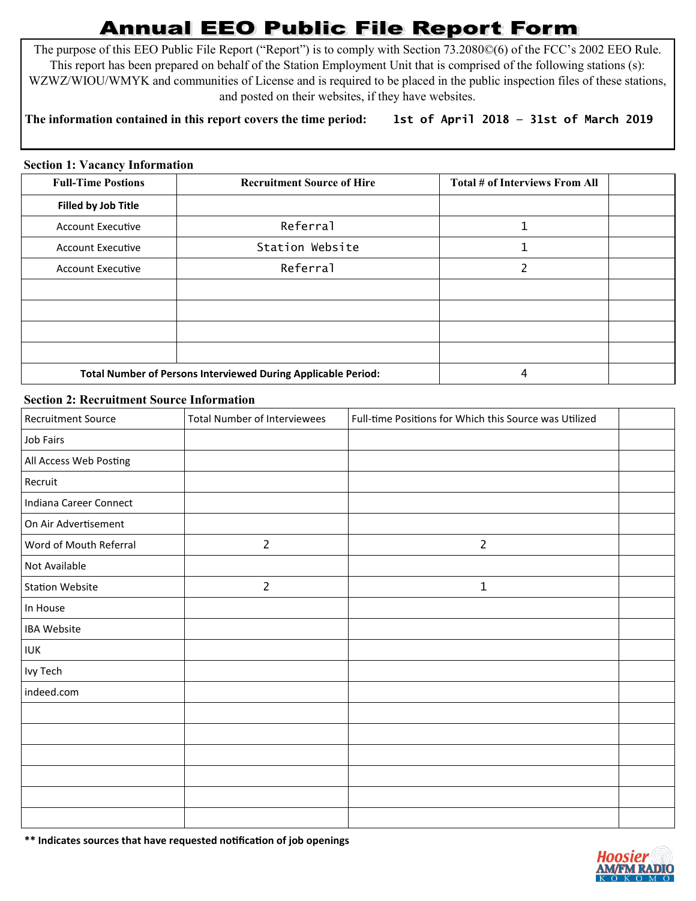# Annual EEO Public File Report Form

The purpose of this EEO Public File Report ("Report") is to comply with Section 73.2080©(6) of the FCC's 2002 EEO Rule. This report has been prepared on behalf of the Station Employment Unit that is comprised of the following stations (s): WZWZ/WIOU/WMYK and communities of License and is required to be placed in the public inspection files of these stations, and posted on their websites, if they have websites.

**The information contained in this report covers the time period:** 1st of April 2018 – 31st of March 2019

**Section 1: Vacancy Information**

| Full-Time Postions | Recruitment Source of Hire | Total # of Interviews From All | |
|---|---|---|---|
| **Filled by Job Title** | | | |
| Account Executive | Referral | 1 | |
| Account Executive | Station Website | 1 | |
| Account Executive | Referral | 2 | |
| | | | |
| | | | |
| | | | |
| | | | |
| **Total Number of Persons Interviewed During Applicable Period:** | | 4 | |

**Section 2: Recruitment Source Information**

| Recruitment Source | Total Number of Interviewees | Full-time Positions for Which this Source was Utilized | |
|---|---|---|---|
| Job Fairs | | | |
| All Access Web Posting | | | |
| Recruit | | | |
| Indiana Career Connect | | | |
| On Air Advertisement | | | |
| Word of Mouth Referral | 2 | 2 | |
| Not Available | | | |
| Station Website | 2 | 1 | |
| In House | | | |
| IBA Website | | | |
| IUK | | | |
| Ivy Tech | | | |
| indeed.com | | | |
| | | | |
| | | | |
| | | | |
| | | | |
| | | | |
| | | | |

**** Indicates sources that have requested notification of job openings**

Hoosier AM/FM RADIO KOKOMO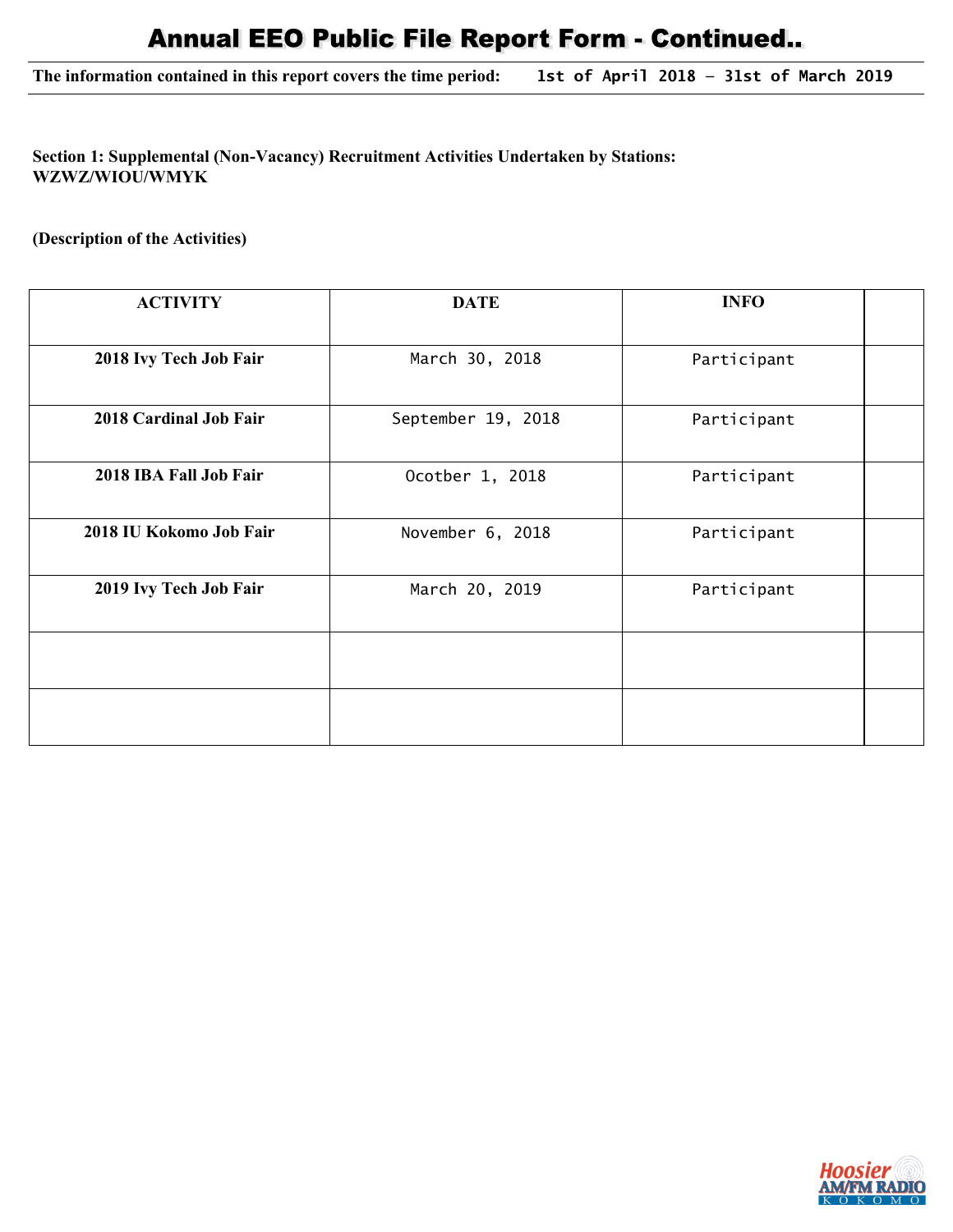# Annual EEO Public File Report Form - Continued..

**The information contained in this report covers the time period:** 1st of April 2018 – 31st of March 2019

**Section 1: Supplemental (Non-Vacancy) Recruitment Activities Undertaken by Stations: WZWZ/WIOU/WMYK**

**(Description of the Activities)**

| ACTIVITY | DATE | INFO | |
|---|---|---|---|
| **2018 Ivy Tech Job Fair** | March 30, 2018 | Participant | |
| **2018 Cardinal Job Fair** | September 19, 2018 | Participant | |
| **2018 IBA Fall Job Fair** | Ocotber 1, 2018 | Participant | |
| **2018 IU Kokomo Job Fair** | November 6, 2018 | Participant | |
| **2019 Ivy Tech Job Fair** | March 20, 2019 | Participant | |
| | | | |
| | | | |

Hoosier AM/FM RADIO KOKOMO